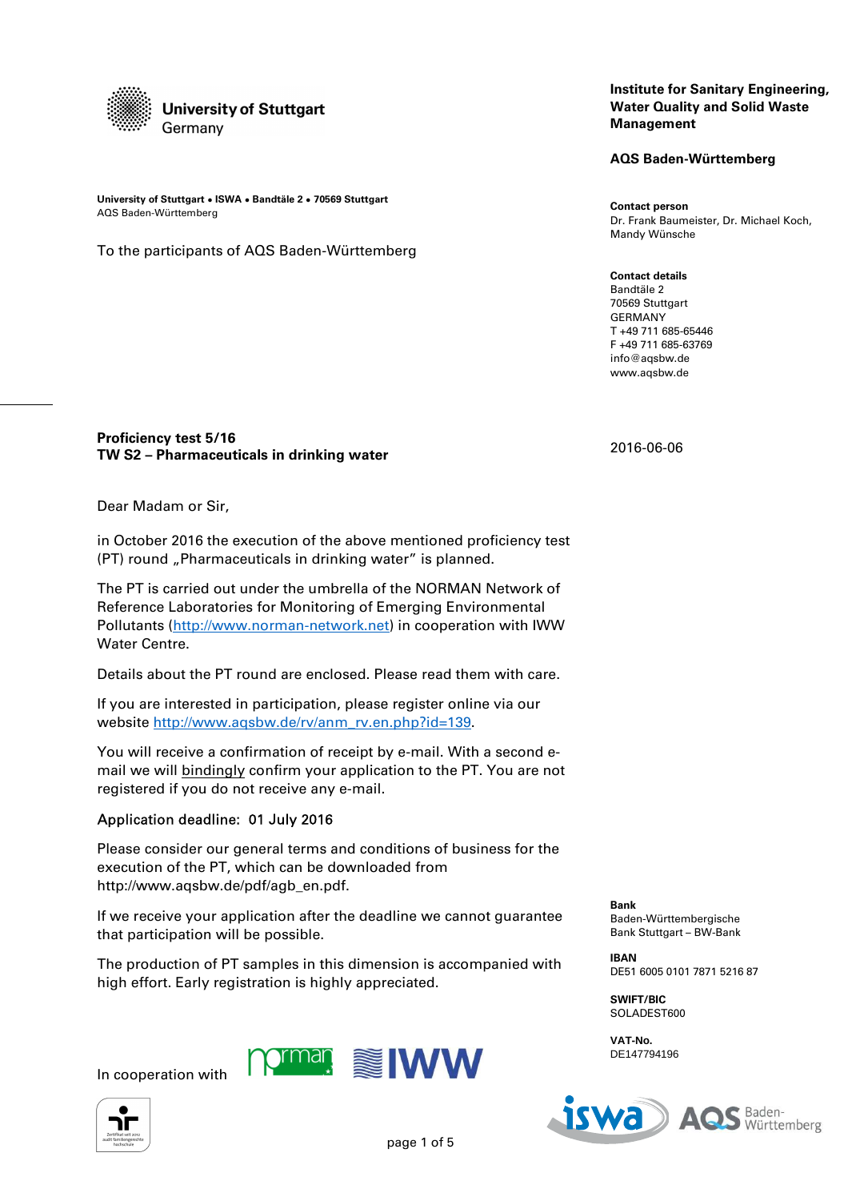**University of Stuttgart**
Germany

**Institute for Sanitary Engineering, Water Quality and Solid Waste Management**

**AQS Baden-Württemberg**

**University of Stuttgart • ISWA • Bandtäle 2 • 70569 Stuttgart**
AQS Baden-Württemberg

To the participants of AQS Baden-Württemberg

**Contact person**
Dr. Frank Baumeister, Dr. Michael Koch, Mandy Wünsche

**Contact details**
Bandtäle 2
70569 Stuttgart
GERMANY
T +49 711 685-65446
F +49 711 685-63769
info@aqsbw.de
www.aqsbw.de

**Proficiency test 5/16**
**TW S2 – Pharmaceuticals in drinking water**

2016-06-06

Dear Madam or Sir,

in October 2016 the execution of the above mentioned proficiency test (PT) round „Pharmaceuticals in drinking water" is planned.

The PT is carried out under the umbrella of the NORMAN Network of Reference Laboratories for Monitoring of Emerging Environmental Pollutants (http://www.norman-network.net) in cooperation with IWW Water Centre.

Details about the PT round are enclosed. Please read them with care.

If you are interested in participation, please register online via our website http://www.aqsbw.de/rv/anm_rv.en.php?id=139.

You will receive a confirmation of receipt by e-mail. With a second e-mail we will bindingly confirm your application to the PT. You are not registered if you do not receive any e-mail.

Application deadline: 01 July 2016

Please consider our general terms and conditions of business for the execution of the PT, which can be downloaded from http://www.aqsbw.de/pdf/agb_en.pdf.

If we receive your application after the deadline we cannot guarantee that participation will be possible.

The production of PT samples in this dimension is accompanied with high effort. Early registration is highly appreciated.

In cooperation with

**Bank**
Baden-Württembergische Bank Stuttgart – BW-Bank

**IBAN**
DE51 6005 0101 7871 5216 87

**SWIFT/BIC**
SOLADEST600

**VAT-No.**
DE147794196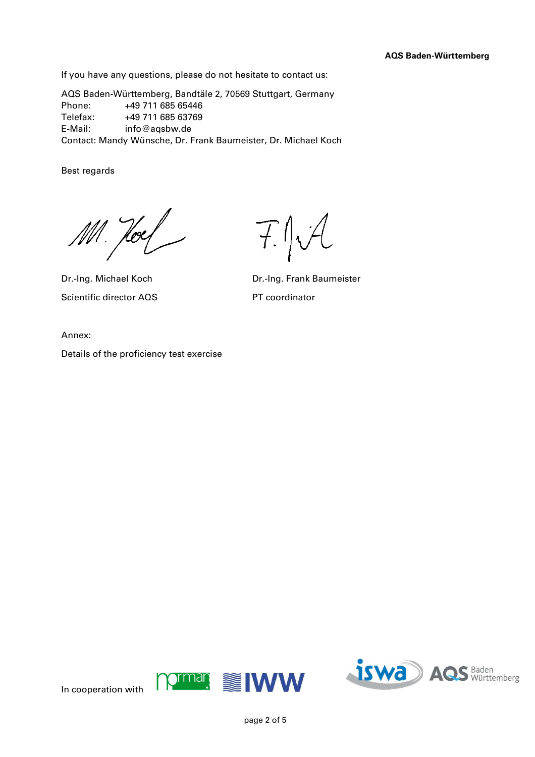If you have any questions, please do not hesitate to contact us:

AQS Baden-Württemberg, Bandtäle 2, 70569 Stuttgart, Germany
Phone: +49 711 685 65446
Telefax: +49 711 685 63769
E-Mail: info@aqsbw.de
Contact: Mandy Wünsche, Dr. Frank Baumeister, Dr. Michael Koch

Best regards

Dr.-Ing. Michael Koch
Scientific director AQS

Dr.-Ing. Frank Baumeister
PT coordinator

Annex:

Details of the proficiency test exercise

In cooperation with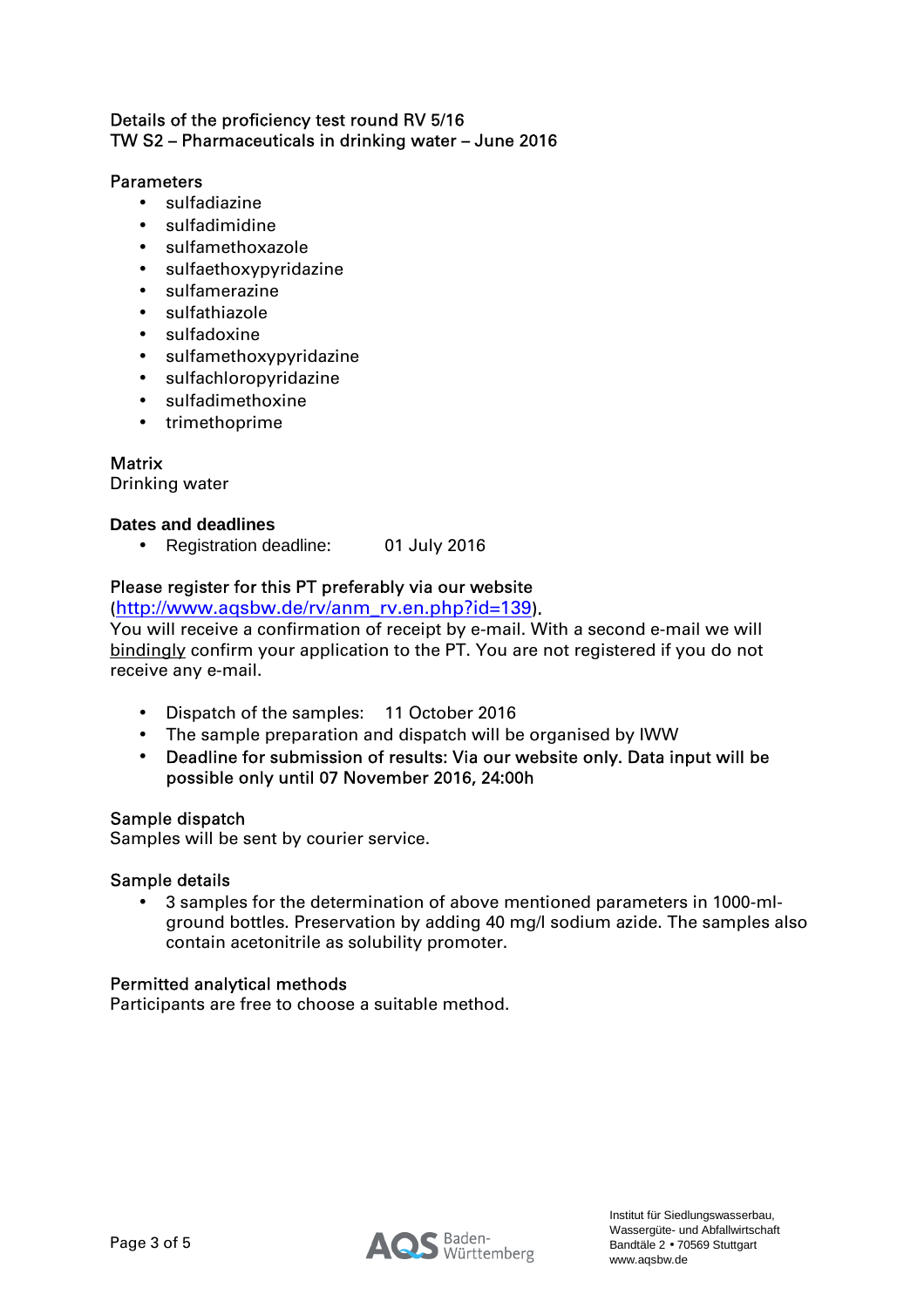Details of the proficiency test round RV 5/16
TW S2 – Pharmaceuticals in drinking water – June 2016

## Parameters

- sulfadiazine
- sulfadimidine
- sulfamethoxazole
- sulfaethoxypyridazine
- sulfamerazine
- sulfathiazole
- sulfadoxine
- sulfamethoxypyridazine
- sulfachloropyridazine
- sulfadimethoxine
- trimethoprime

## Matrix

Drinking water

## Dates and deadlines

- Registration deadline: 01 July 2016

Please register for this PT preferably via our website (http://www.aqsbw.de/rv/anm_rv.en.php?id=139).
You will receive a confirmation of receipt by e-mail. With a second e-mail we will bindingly confirm your application to the PT. You are not registered if you do not receive any e-mail.

- Dispatch of the samples: 11 October 2016
- The sample preparation and dispatch will be organised by IWW
- Deadline for submission of results: Via our website only. Data input will be possible only until 07 November 2016, 24:00h

## Sample dispatch

Samples will be sent by courier service.

## Sample details

- 3 samples for the determination of above mentioned parameters in 1000-ml-ground bottles. Preservation by adding 40 mg/l sodium azide. The samples also contain acetonitrile as solubility promoter.

## Permitted analytical methods

Participants are free to choose a suitable method.

Institut für Siedlungswasserbau, Wassergüte- und Abfallwirtschaft
Bandtäle 2 • 70569 Stuttgart
www.aqsbw.de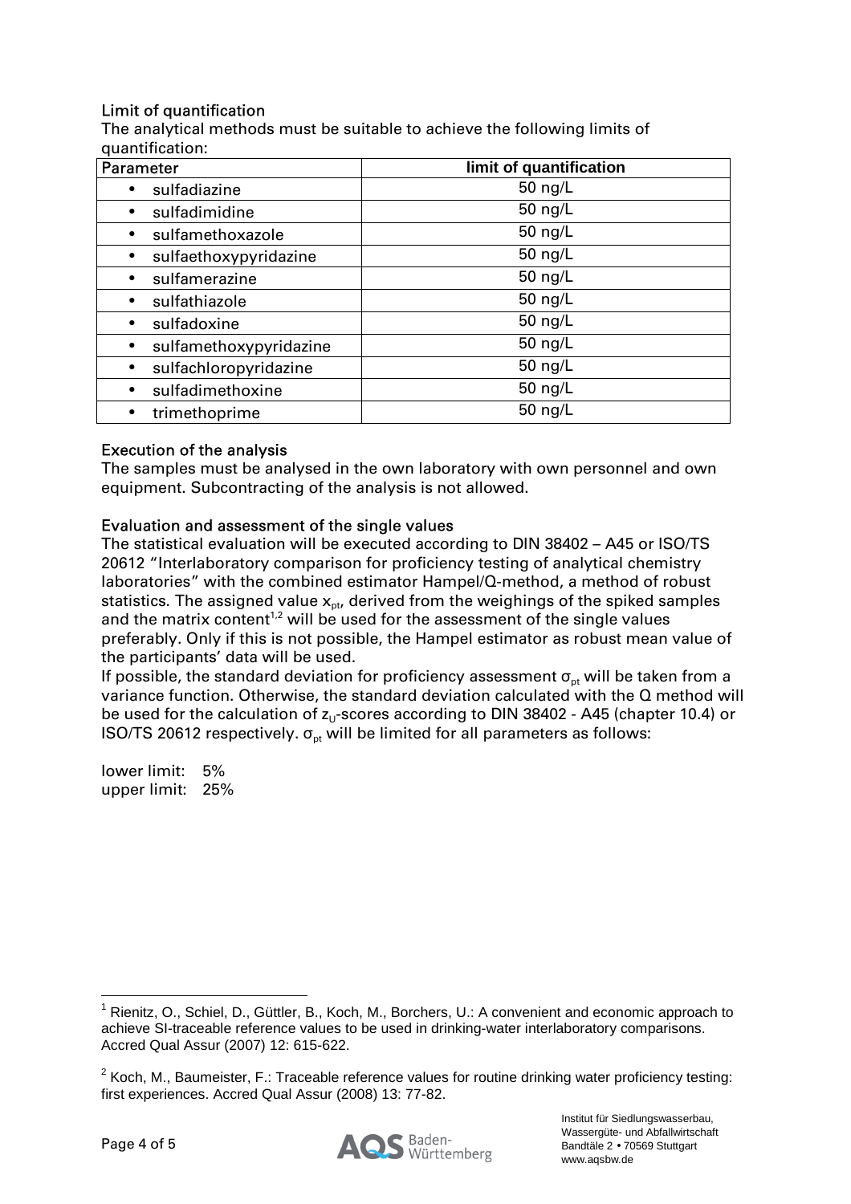### Limit of quantification

The analytical methods must be suitable to achieve the following limits of quantification:

| Parameter | limit of quantification |
|---|---|
| • sulfadiazine | 50 ng/L |
| • sulfadimidine | 50 ng/L |
| • sulfamethoxazole | 50 ng/L |
| • sulfaethoxypyridazine | 50 ng/L |
| • sulfamerazine | 50 ng/L |
| • sulfathiazole | 50 ng/L |
| • sulfadoxine | 50 ng/L |
| • sulfamethoxypyridazine | 50 ng/L |
| • sulfachloropyridazine | 50 ng/L |
| • sulfadimethoxine | 50 ng/L |
| • trimethoprime | 50 ng/L |

### Execution of the analysis

The samples must be analysed in the own laboratory with own personnel and own equipment. Subcontracting of the analysis is not allowed.

### Evaluation and assessment of the single values

The statistical evaluation will be executed according to DIN 38402 – A45 or ISO/TS 20612 "Interlaboratory comparison for proficiency testing of analytical chemistry laboratories" with the combined estimator Hampel/Q-method, a method of robust statistics. The assigned value $x_{pt}$, derived from the weighings of the spiked samples and the matrix content[1,2] will be used for the assessment of the single values preferably. Only if this is not possible, the Hampel estimator as robust mean value of the participants' data will be used.

If possible, the standard deviation for proficiency assessment $\sigma_{pt}$ will be taken from a variance function. Otherwise, the standard deviation calculated with the Q method will be used for the calculation of $z_U$-scores according to DIN 38402 - A45 (chapter 10.4) or ISO/TS 20612 respectively. $\sigma_{pt}$ will be limited for all parameters as follows:

lower limit: 5%
upper limit: 25%

---

[1] Rienitz, O., Schiel, D., Güttler, B., Koch, M., Borchers, U.: A convenient and economic approach to achieve SI-traceable reference values to be used in drinking-water interlaboratory comparisons. Accred Qual Assur (2007) 12: 615-622.

[2] Koch, M., Baumeister, F.: Traceable reference values for routine drinking water proficiency testing: first experiences. Accred Qual Assur (2008) 13: 77-82.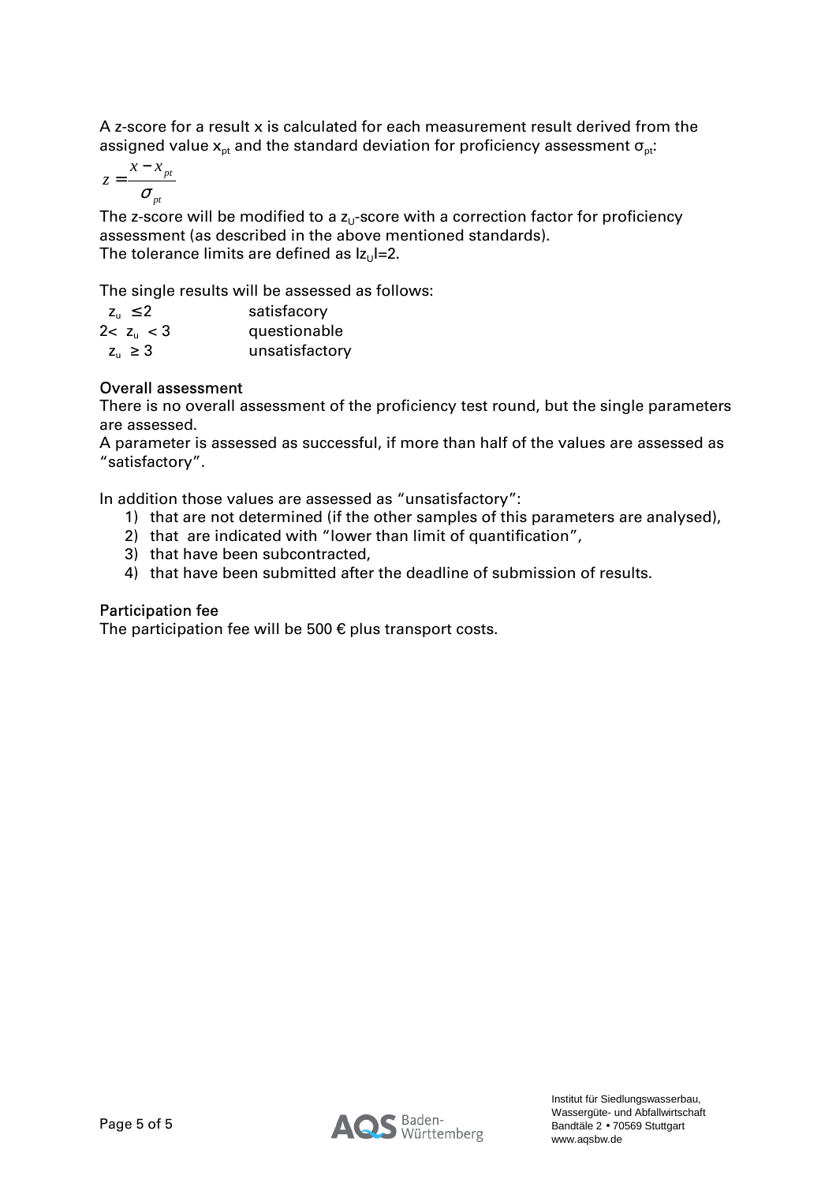A z-score for a result x is calculated for each measurement result derived from the assigned value $x_{pt}$ and the standard deviation for proficiency assessment $\sigma_{pt}$:

$$z = \frac{x - x_{pt}}{\sigma_{pt}}$$

The z-score will be modified to a $z_U$-score with a correction factor for proficiency assessment (as described in the above mentioned standards).
The tolerance limits are defined as $|z_U|=2$.

The single results will be assessed as follows:

| | |
|---|---|
| $z_u \leq 2$ | satisfacory |
| $2 < z_u < 3$ | questionable |
| $z_u \geq 3$ | unsatisfactory |

### Overall assessment

There is no overall assessment of the proficiency test round, but the single parameters are assessed.
A parameter is assessed as successful, if more than half of the values are assessed as "satisfactory".

In addition those values are assessed as "unsatisfactory":

1) that are not determined (if the other samples of this parameters are analysed),
2) that are indicated with "lower than limit of quantification",
3) that have been subcontracted,
4) that have been submitted after the deadline of submission of results.

### Participation fee

The participation fee will be 500 € plus transport costs.

Institut für Siedlungswasserbau, Wassergüte- und Abfallwirtschaft
Bandtäle 2 • 70569 Stuttgart
www.aqsbw.de